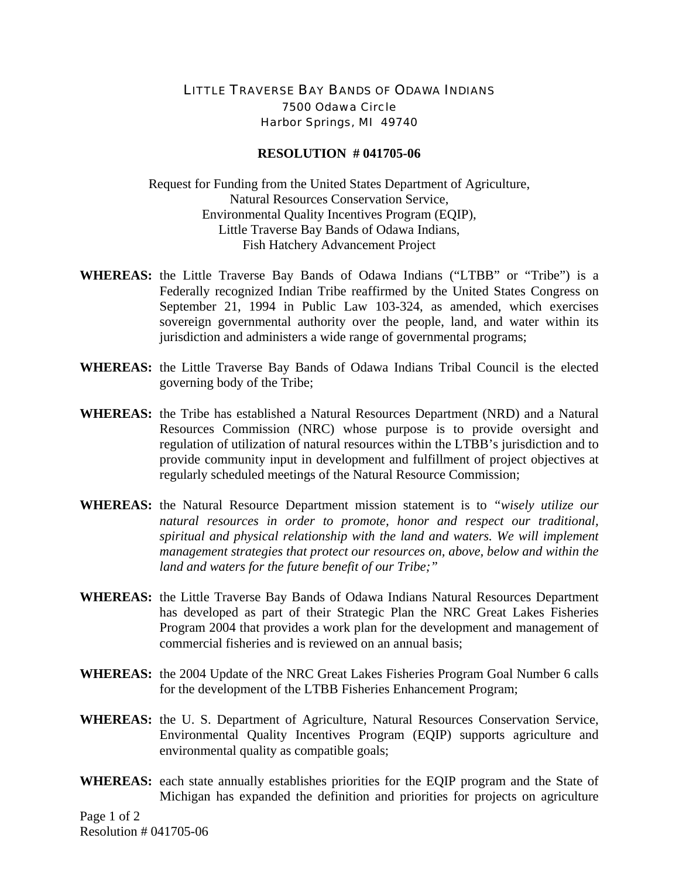LITTLE TRAVERSE BAY BANDS OF ODAWA INDIANS
7500 Odawa Circle
Harbor Springs, MI 49740

**RESOLUTION # 041705-06**

Request for Funding from the United States Department of Agriculture,
Natural Resources Conservation Service,
Environmental Quality Incentives Program (EQIP),
Little Traverse Bay Bands of Odawa Indians,
Fish Hatchery Advancement Project

**WHEREAS:** the Little Traverse Bay Bands of Odawa Indians ("LTBB" or "Tribe") is a Federally recognized Indian Tribe reaffirmed by the United States Congress on September 21, 1994 in Public Law 103-324, as amended, which exercises sovereign governmental authority over the people, land, and water within its jurisdiction and administers a wide range of governmental programs;

**WHEREAS:** the Little Traverse Bay Bands of Odawa Indians Tribal Council is the elected governing body of the Tribe;

**WHEREAS:** the Tribe has established a Natural Resources Department (NRD) and a Natural Resources Commission (NRC) whose purpose is to provide oversight and regulation of utilization of natural resources within the LTBB's jurisdiction and to provide community input in development and fulfillment of project objectives at regularly scheduled meetings of the Natural Resource Commission;

**WHEREAS:** the Natural Resource Department mission statement is to *"wisely utilize our natural resources in order to promote, honor and respect our traditional, spiritual and physical relationship with the land and waters. We will implement management strategies that protect our resources on, above, below and within the land and waters for the future benefit of our Tribe;"*

**WHEREAS:** the Little Traverse Bay Bands of Odawa Indians Natural Resources Department has developed as part of their Strategic Plan the NRC Great Lakes Fisheries Program 2004 that provides a work plan for the development and management of commercial fisheries and is reviewed on an annual basis;

**WHEREAS:** the 2004 Update of the NRC Great Lakes Fisheries Program Goal Number 6 calls for the development of the LTBB Fisheries Enhancement Program;

**WHEREAS:** the U. S. Department of Agriculture, Natural Resources Conservation Service, Environmental Quality Incentives Program (EQIP) supports agriculture and environmental quality as compatible goals;

**WHEREAS:** each state annually establishes priorities for the EQIP program and the State of Michigan has expanded the definition and priorities for projects on agriculture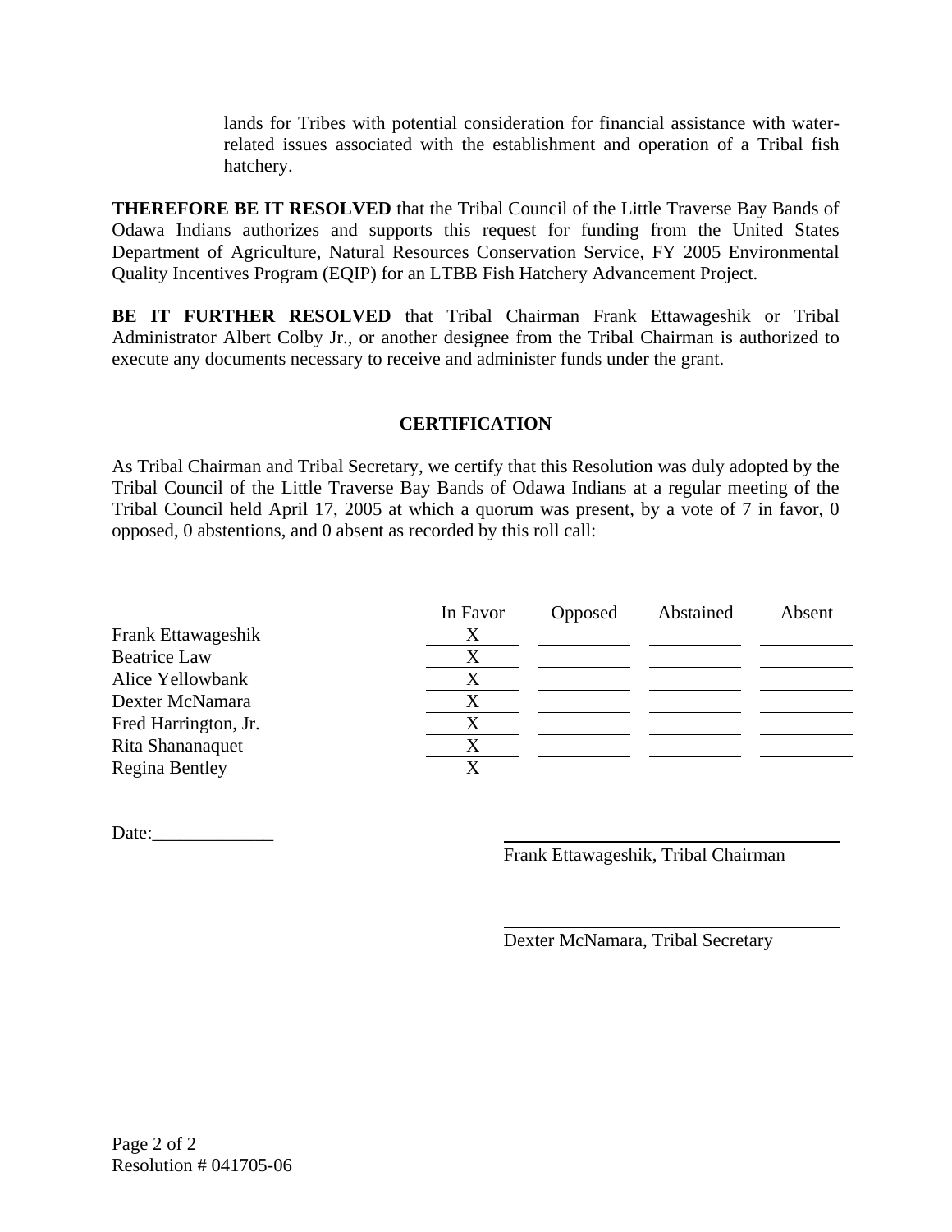lands for Tribes with potential consideration for financial assistance with water-related issues associated with the establishment and operation of a Tribal fish hatchery.

**THEREFORE BE IT RESOLVED** that the Tribal Council of the Little Traverse Bay Bands of Odawa Indians authorizes and supports this request for funding from the United States Department of Agriculture, Natural Resources Conservation Service, FY 2005 Environmental Quality Incentives Program (EQIP) for an LTBB Fish Hatchery Advancement Project.

**BE IT FURTHER RESOLVED** that Tribal Chairman Frank Ettawageshik or Tribal Administrator Albert Colby Jr., or another designee from the Tribal Chairman is authorized to execute any documents necessary to receive and administer funds under the grant.

## CERTIFICATION

As Tribal Chairman and Tribal Secretary, we certify that this Resolution was duly adopted by the Tribal Council of the Little Traverse Bay Bands of Odawa Indians at a regular meeting of the Tribal Council held April 17, 2005 at which a quorum was present, by a vote of 7 in favor, 0 opposed, 0 abstentions, and 0 absent as recorded by this roll call:

| | In Favor | Opposed | Abstained | Absent |
|---|---|---|---|---|
| Frank Ettawageshik | X | | | |
| Beatrice Law | X | | | |
| Alice Yellowbank | X | | | |
| Dexter McNamara | X | | | |
| Fred Harrington, Jr. | X | | | |
| Rita Shananaquet | X | | | |
| Regina Bentley | X | | | |

Date:_____________

______________________________
Frank Ettawageshik, Tribal Chairman

______________________________
Dexter McNamara, Tribal Secretary

Resolution # 041705-06